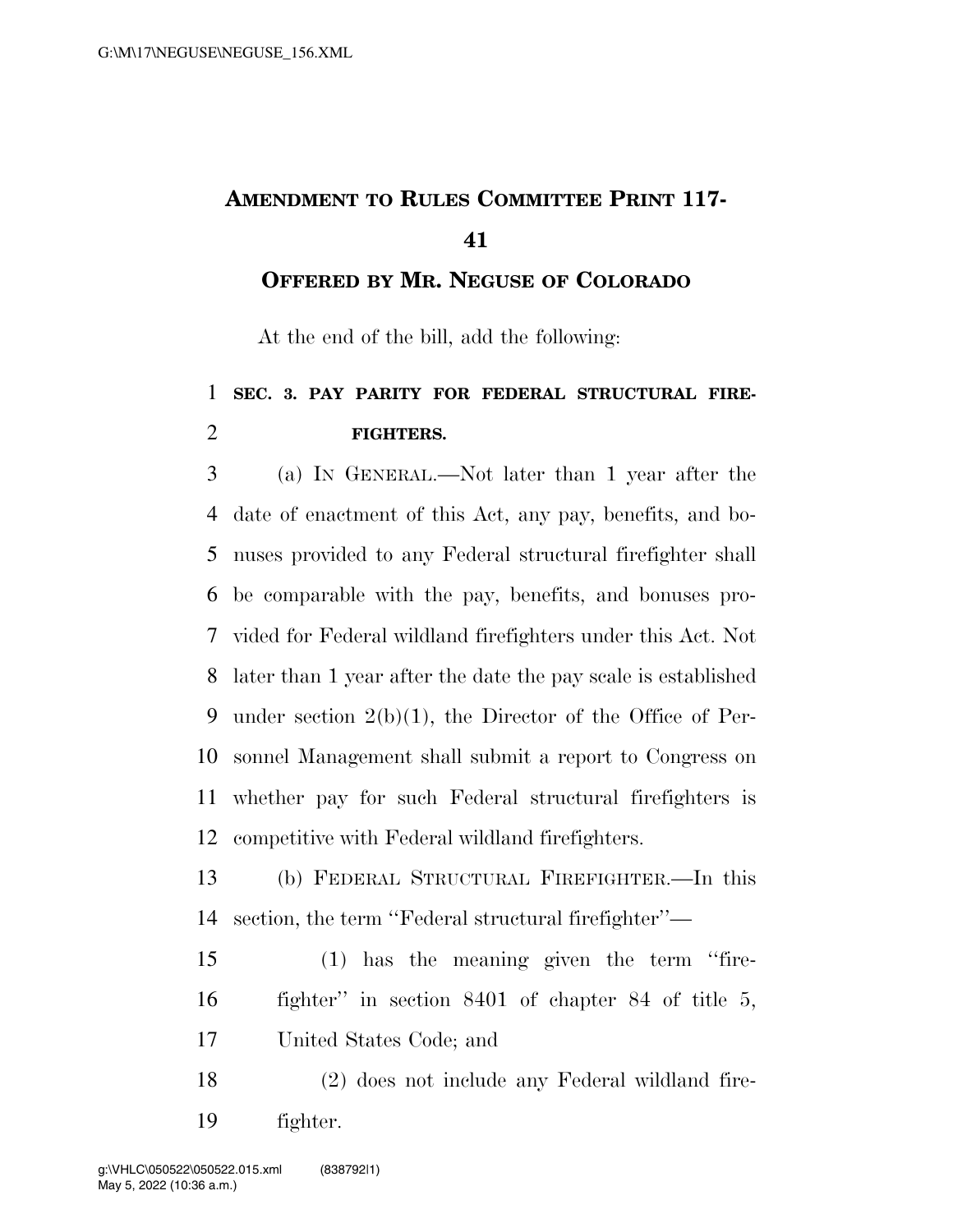# AMENDMENT TO RULES COMMITTEE PRINT 117-41

## OFFERED BY MR. NEGUSE OF COLORADO

At the end of the bill, add the following:

**SEC. 3. PAY PARITY FOR FEDERAL STRUCTURAL FIREFIGHTERS.**

(a) IN GENERAL.—Not later than 1 year after the date of enactment of this Act, any pay, benefits, and bonuses provided to any Federal structural firefighter shall be comparable with the pay, benefits, and bonuses provided for Federal wildland firefighters under this Act. Not later than 1 year after the date the pay scale is established under section 2(b)(1), the Director of the Office of Personnel Management shall submit a report to Congress on whether pay for such Federal structural firefighters is competitive with Federal wildland firefighters.

(b) FEDERAL STRUCTURAL FIREFIGHTER.—In this section, the term ''Federal structural firefighter''—

(1) has the meaning given the term ''firefighter'' in section 8401 of chapter 84 of title 5, United States Code; and

(2) does not include any Federal wildland firefighter.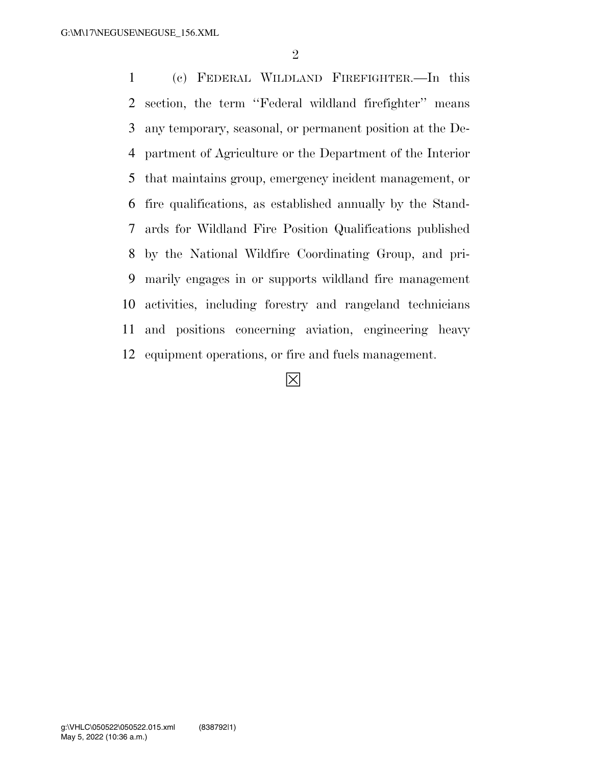(c) FEDERAL WILDLAND FIREFIGHTER.—In this section, the term ''Federal wildland firefighter'' means any temporary, seasonal, or permanent position at the Department of Agriculture or the Department of the Interior that maintains group, emergency incident management, or fire qualifications, as established annually by the Standards for Wildland Fire Position Qualifications published by the National Wildfire Coordinating Group, and primarily engages in or supports wildland fire management activities, including forestry and rangeland technicians and positions concerning aviation, engineering heavy equipment operations, or fire and fuels management.